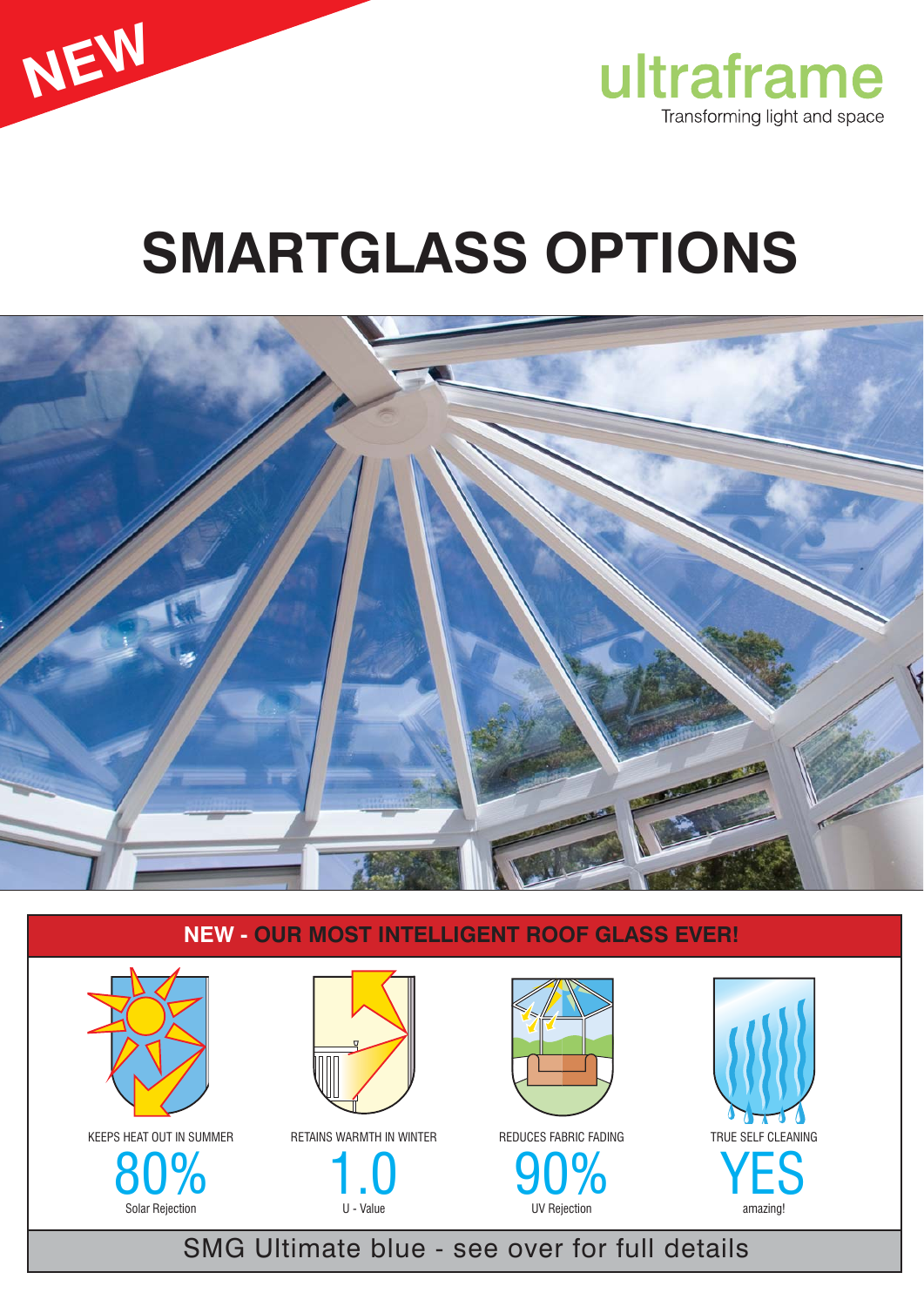NEW

ultraframe

Transforming light and space

# SMARTGLASS OPTIONS

## NEW - OUR MOST INTELLIGENT ROOF GLASS EVER!

| KEEPS HEAT OUT IN SUMMER | RETAINS WARMTH IN WINTER | REDUCES FABRIC FADING | TRUE SELF CLEANING |
|---|---|---|---|
| **80%** | **1.0** | **90%** | **YES** |
| Solar Rejection | U - Value | UV Rejection | amazing! |

SMG Ultimate blue - see over for full details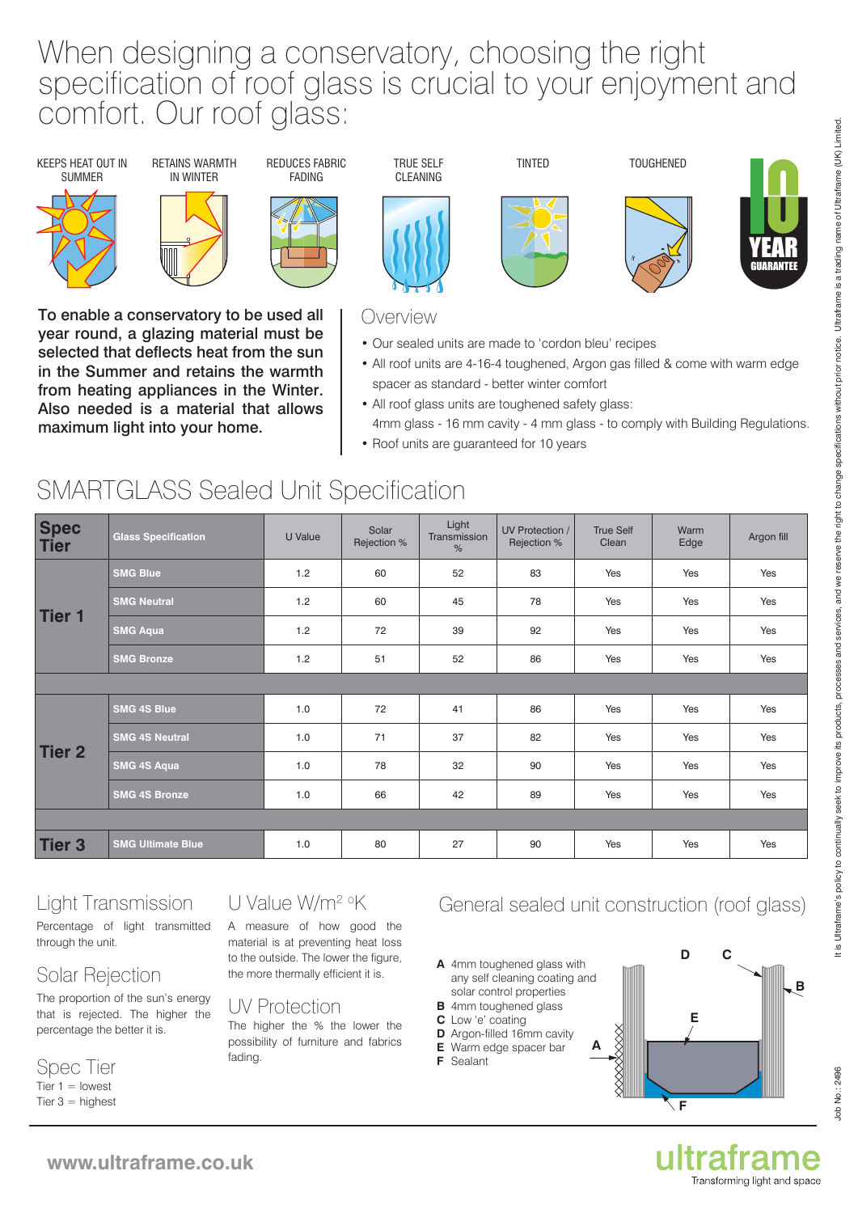# When designing a conservatory, choosing the right specification of roof glass is crucial to your enjoyment and comfort. Our roof glass:

KEEPS HEAT OUT IN SUMMER

RETAINS WARMTH IN WINTER

REDUCES FABRIC FADING

TRUE SELF CLEANING

TINTED

TOUGHENED

10 YEAR GUARANTEE

**To enable a conservatory to be used all year round, a glazing material must be selected that deflects heat from the sun in the Summer and retains the warmth from heating appliances in the Winter. Also needed is a material that allows maximum light into your home.**

## Overview

- Our sealed units are made to 'cordon bleu' recipes
- All roof units are 4-16-4 toughened, Argon gas filled & come with warm edge spacer as standard - better winter comfort
- All roof glass units are toughened safety glass: 4mm glass - 16 mm cavity - 4 mm glass - to comply with Building Regulations.
- Roof units are guaranteed for 10 years

## SMARTGLASS Sealed Unit Specification

| Spec Tier | Glass Specification | U Value | Solar Rejection % | Light Transmission % | UV Protection / Rejection % | True Self Clean | Warm Edge | Argon fill |
|---|---|---|---|---|---|---|---|---|
| Tier 1 | SMG Blue | 1.2 | 60 | 52 | 83 | Yes | Yes | Yes |
| | SMG Neutral | 1.2 | 60 | 45 | 78 | Yes | Yes | Yes |
| | SMG Aqua | 1.2 | 72 | 39 | 92 | Yes | Yes | Yes |
| | SMG Bronze | 1.2 | 51 | 52 | 86 | Yes | Yes | Yes |
| Tier 2 | SMG 4S Blue | 1.0 | 72 | 41 | 86 | Yes | Yes | Yes |
| | SMG 4S Neutral | 1.0 | 71 | 37 | 82 | Yes | Yes | Yes |
| | SMG 4S Aqua | 1.0 | 78 | 32 | 90 | Yes | Yes | Yes |
| | SMG 4S Bronze | 1.0 | 66 | 42 | 89 | Yes | Yes | Yes |
| Tier 3 | SMG Ultimate Blue | 1.0 | 80 | 27 | 90 | Yes | Yes | Yes |

### Light Transmission

Percentage of light transmitted through the unit.

### Solar Rejection

The proportion of the sun's energy that is rejected. The higher the percentage the better it is.

### Spec Tier

Tier 1 = lowest
Tier 3 = highest

### U Value W/m² °K

A measure of how good the material is at preventing heat loss to the outside. The lower the figure, the more thermally efficient it is.

### UV Protection

The higher the % the lower the possibility of furniture and fabrics fading.

### General sealed unit construction (roof glass)

- **A** 4mm toughened glass with any self cleaning coating and solar control properties
- **B** 4mm toughened glass
- **C** Low 'e' coating
- **D** Argon-filled 16mm cavity
- **E** Warm edge spacer bar
- **F** Sealant

It is Ultraframe's policy to continually seek to improve its products, processes and services, and we reserve the right to change specifications without prior notice. Ultraframe is a trading name of Ultraframe (UK) Limited.

Job No.: 2496

www.ultraframe.co.uk

ultraframe
Transforming light and space